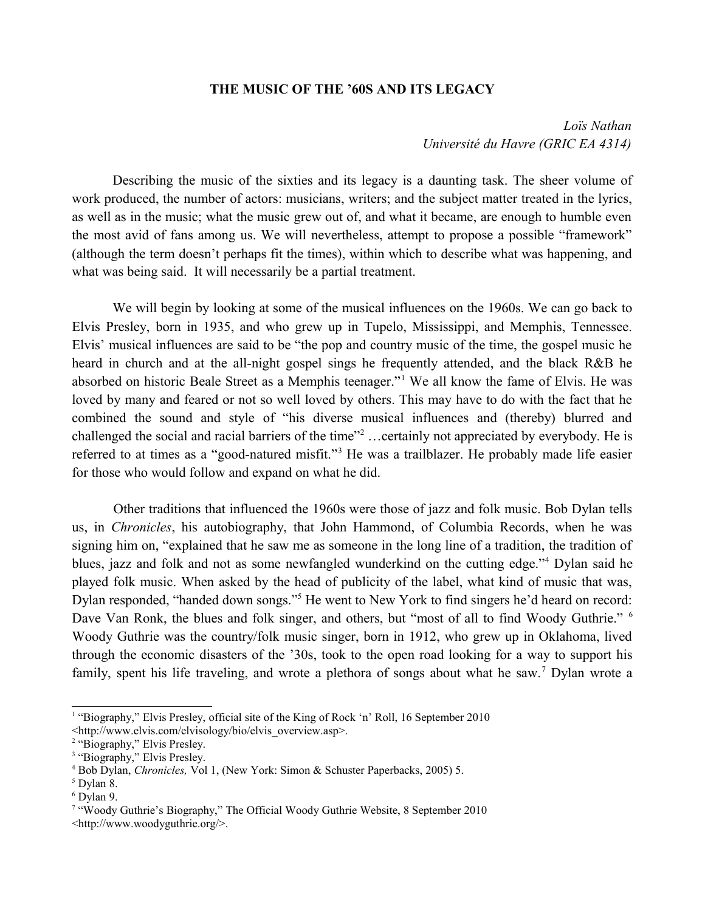# THE MUSIC OF THE '60S AND ITS LEGACY

*Loïs Nathan*
*Université du Havre (GRIC EA 4314)*

Describing the music of the sixties and its legacy is a daunting task. The sheer volume of work produced, the number of actors: musicians, writers; and the subject matter treated in the lyrics, as well as in the music; what the music grew out of, and what it became, are enough to humble even the most avid of fans among us. We will nevertheless, attempt to propose a possible "framework" (although the term doesn't perhaps fit the times), within which to describe what was happening, and what was being said. It will necessarily be a partial treatment.

We will begin by looking at some of the musical influences on the 1960s. We can go back to Elvis Presley, born in 1935, and who grew up in Tupelo, Mississippi, and Memphis, Tennessee. Elvis' musical influences are said to be "the pop and country music of the time, the gospel music he heard in church and at the all-night gospel sings he frequently attended, and the black R&B he absorbed on historic Beale Street as a Memphis teenager."[1] We all know the fame of Elvis. He was loved by many and feared or not so well loved by others. This may have to do with the fact that he combined the sound and style of "his diverse musical influences and (thereby) blurred and challenged the social and racial barriers of the time"[2] …certainly not appreciated by everybody. He is referred to at times as a "good-natured misfit."[3] He was a trailblazer. He probably made life easier for those who would follow and expand on what he did.

Other traditions that influenced the 1960s were those of jazz and folk music. Bob Dylan tells us, in *Chronicles*, his autobiography, that John Hammond, of Columbia Records, when he was signing him on, "explained that he saw me as someone in the long line of a tradition, the tradition of blues, jazz and folk and not as some newfangled wunderkind on the cutting edge."[4] Dylan said he played folk music. When asked by the head of publicity of the label, what kind of music that was, Dylan responded, "handed down songs."[5] He went to New York to find singers he'd heard on record: Dave Van Ronk, the blues and folk singer, and others, but "most of all to find Woody Guthrie." [6] Woody Guthrie was the country/folk music singer, born in 1912, who grew up in Oklahoma, lived through the economic disasters of the '30s, took to the open road looking for a way to support his family, spent his life traveling, and wrote a plethora of songs about what he saw.[7] Dylan wrote a

---

[1] "Biography," Elvis Presley, official site of the King of Rock 'n' Roll, 16 September 2010 <http://www.elvis.com/elvisology/bio/elvis_overview.asp>.

[2] "Biography," Elvis Presley.

[3] "Biography," Elvis Presley.

[4] Bob Dylan, *Chronicles,* Vol 1, (New York: Simon & Schuster Paperbacks, 2005) 5.

[5] Dylan 8.

[6] Dylan 9.

[7] "Woody Guthrie's Biography," The Official Woody Guthrie Website, 8 September 2010 <http://www.woodyguthrie.org/>.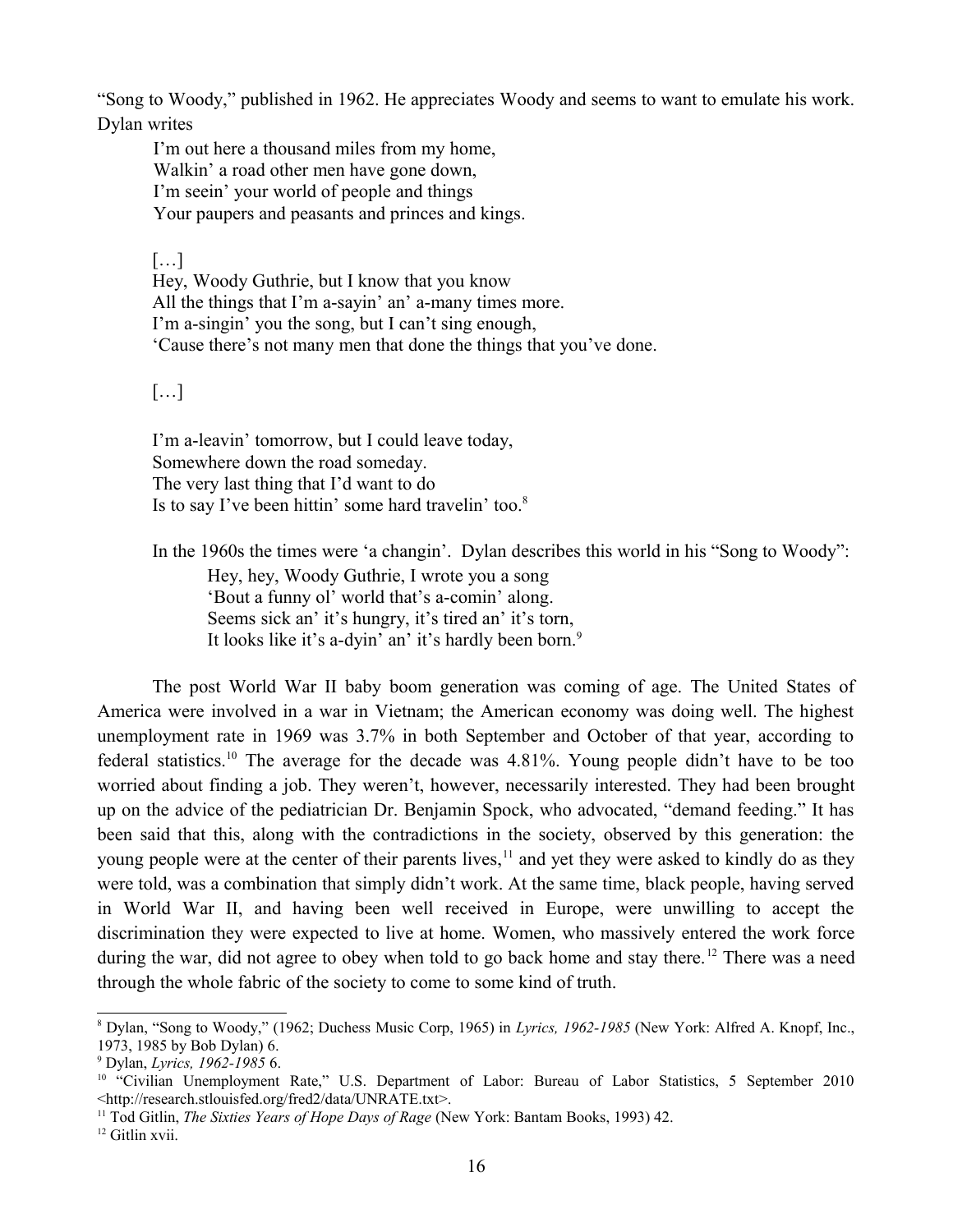"Song to Woody," published in 1962. He appreciates Woody and seems to want to emulate his work. Dylan writes

> I'm out here a thousand miles from my home,
> Walkin' a road other men have gone down,
> I'm seein' your world of people and things
> Your paupers and peasants and princes and kings.
>
> […]
> Hey, Woody Guthrie, but I know that you know
> All the things that I'm a-sayin' an' a-many times more.
> I'm a-singin' you the song, but I can't sing enough,
> 'Cause there's not many men that done the things that you've done.
>
> […]
>
> I'm a-leavin' tomorrow, but I could leave today,
> Somewhere down the road someday.
> The very last thing that I'd want to do
> Is to say I've been hittin' some hard travelin' too.[8]

In the 1960s the times were 'a changin'. Dylan describes this world in his "Song to Woody":

> Hey, hey, Woody Guthrie, I wrote you a song
> 'Bout a funny ol' world that's a-comin' along.
> Seems sick an' it's hungry, it's tired an' it's torn,
> It looks like it's a-dyin' an' it's hardly been born.[9]

The post World War II baby boom generation was coming of age. The United States of America were involved in a war in Vietnam; the American economy was doing well. The highest unemployment rate in 1969 was 3.7% in both September and October of that year, according to federal statistics.[10] The average for the decade was 4.81%. Young people didn't have to be too worried about finding a job. They weren't, however, necessarily interested. They had been brought up on the advice of the pediatrician Dr. Benjamin Spock, who advocated, "demand feeding." It has been said that this, along with the contradictions in the society, observed by this generation: the young people were at the center of their parents lives,[11] and yet they were asked to kindly do as they were told, was a combination that simply didn't work. At the same time, black people, having served in World War II, and having been well received in Europe, were unwilling to accept the discrimination they were expected to live at home. Women, who massively entered the work force during the war, did not agree to obey when told to go back home and stay there.[12] There was a need through the whole fabric of the society to come to some kind of truth.

---

[8] Dylan, "Song to Woody," (1962; Duchess Music Corp, 1965) in *Lyrics, 1962-1985* (New York: Alfred A. Knopf, Inc., 1973, 1985 by Bob Dylan) 6.

[9] Dylan, *Lyrics, 1962-1985* 6.

[10] "Civilian Unemployment Rate," U.S. Department of Labor: Bureau of Labor Statistics, 5 September 2010 <http://research.stlouisfed.org/fred2/data/UNRATE.txt>.

[11] Tod Gitlin, *The Sixties Years of Hope Days of Rage* (New York: Bantam Books, 1993) 42.

[12] Gitlin xvii.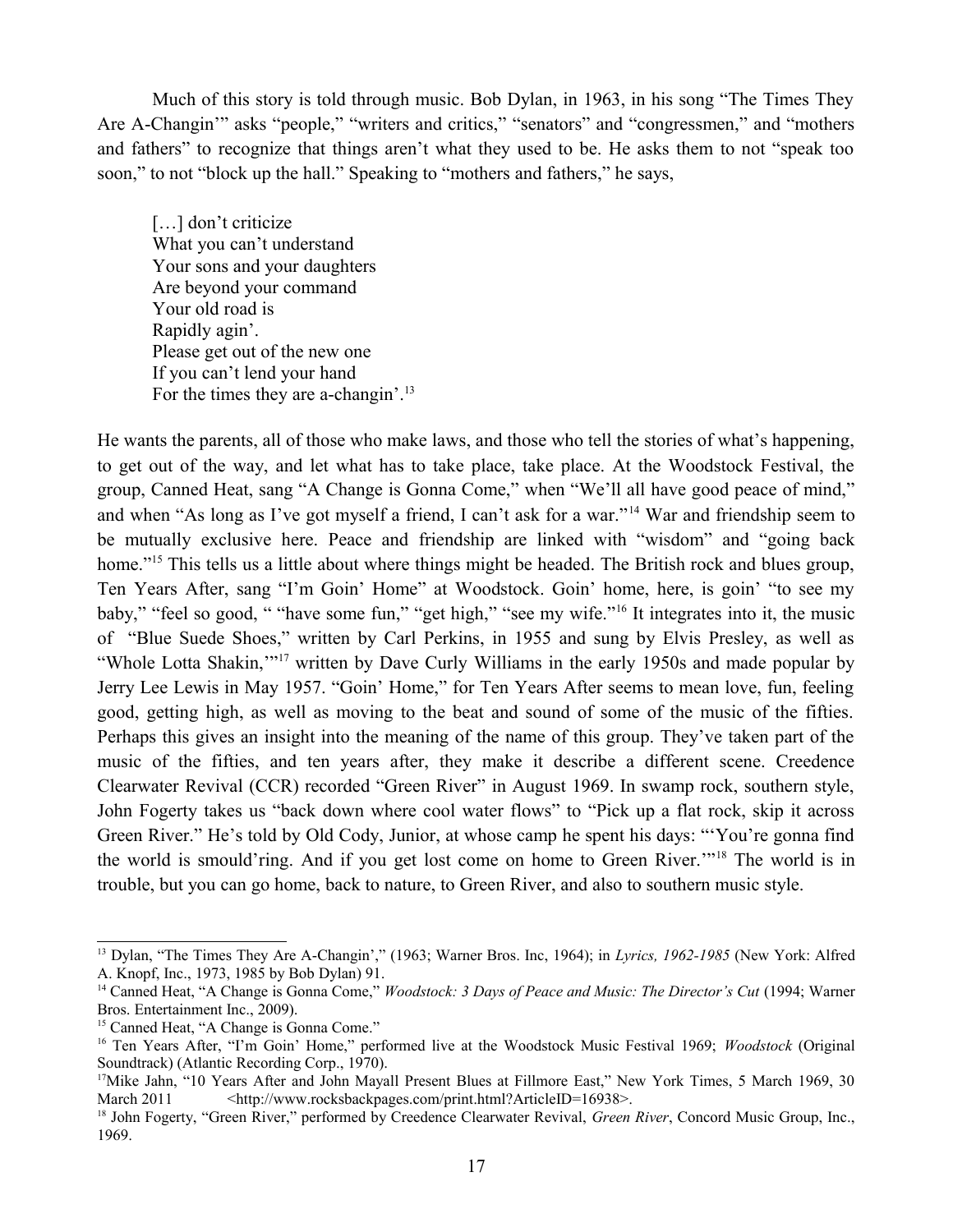Much of this story is told through music. Bob Dylan, in 1963, in his song "The Times They Are A-Changin'" asks "people," "writers and critics," "senators" and "congressmen," and "mothers and fathers" to recognize that things aren't what they used to be. He asks them to not "speak too soon," to not "block up the hall." Speaking to "mothers and fathers," he says,

> […] don't criticize
> What you can't understand
> Your sons and your daughters
> Are beyond your command
> Your old road is
> Rapidly agin'.
> Please get out of the new one
> If you can't lend your hand
> For the times they are a-changin'.[13]

He wants the parents, all of those who make laws, and those who tell the stories of what's happening, to get out of the way, and let what has to take place, take place. At the Woodstock Festival, the group, Canned Heat, sang "A Change is Gonna Come," when "We'll all have good peace of mind," and when "As long as I've got myself a friend, I can't ask for a war."[14] War and friendship seem to be mutually exclusive here. Peace and friendship are linked with "wisdom" and "going back home."[15] This tells us a little about where things might be headed. The British rock and blues group, Ten Years After, sang "I'm Goin' Home" at Woodstock. Goin' home, here, is goin' "to see my baby," "feel so good, " "have some fun," "get high," "see my wife."[16] It integrates into it, the music of "Blue Suede Shoes," written by Carl Perkins, in 1955 and sung by Elvis Presley, as well as "Whole Lotta Shakin,'"[17] written by Dave Curly Williams in the early 1950s and made popular by Jerry Lee Lewis in May 1957. "Goin' Home," for Ten Years After seems to mean love, fun, feeling good, getting high, as well as moving to the beat and sound of some of the music of the fifties. Perhaps this gives an insight into the meaning of the name of this group. They've taken part of the music of the fifties, and ten years after, they make it describe a different scene. Creedence Clearwater Revival (CCR) recorded "Green River" in August 1969. In swamp rock, southern style, John Fogerty takes us "back down where cool water flows" to "Pick up a flat rock, skip it across Green River." He's told by Old Cody, Junior, at whose camp he spent his days: "'You're gonna find the world is smould'ring. And if you get lost come on home to Green River.'"[18] The world is in trouble, but you can go home, back to nature, to Green River, and also to southern music style.

---

[13] Dylan, "The Times They Are A-Changin'," (1963; Warner Bros. Inc, 1964); in *Lyrics, 1962-1985* (New York: Alfred A. Knopf, Inc., 1973, 1985 by Bob Dylan) 91.

[14] Canned Heat, "A Change is Gonna Come," *Woodstock: 3 Days of Peace and Music: The Director's Cut* (1994; Warner Bros. Entertainment Inc., 2009).

[15] Canned Heat, "A Change is Gonna Come."

[16] Ten Years After, "I'm Goin' Home," performed live at the Woodstock Music Festival 1969; *Woodstock* (Original Soundtrack) (Atlantic Recording Corp., 1970).

[17] Mike Jahn, "10 Years After and John Mayall Present Blues at Fillmore East," New York Times, 5 March 1969, 30 March 2011 <http://www.rocksbackpages.com/print.html?ArticleID=16938>.

[18] John Fogerty, "Green River," performed by Creedence Clearwater Revival, *Green River*, Concord Music Group, Inc., 1969.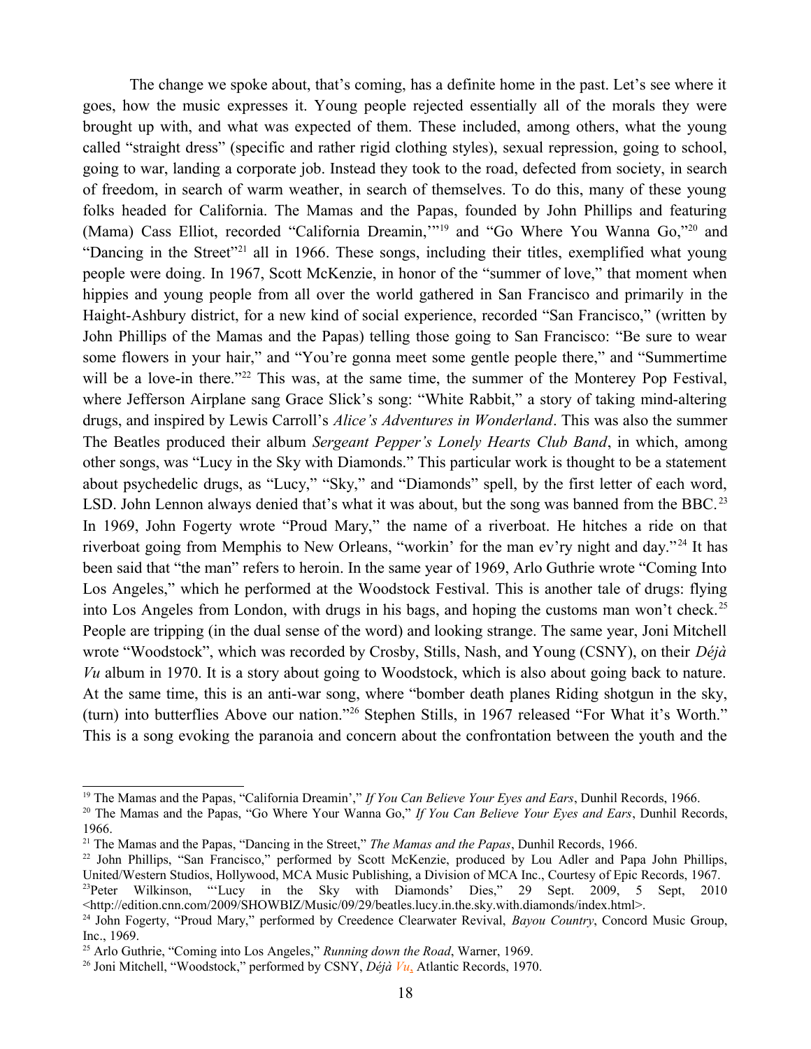The change we spoke about, that's coming, has a definite home in the past. Let's see where it goes, how the music expresses it. Young people rejected essentially all of the morals they were brought up with, and what was expected of them. These included, among others, what the young called "straight dress" (specific and rather rigid clothing styles), sexual repression, going to school, going to war, landing a corporate job. Instead they took to the road, defected from society, in search of freedom, in search of warm weather, in search of themselves. To do this, many of these young folks headed for California. The Mamas and the Papas, founded by John Phillips and featuring (Mama) Cass Elliot, recorded "California Dreamin','"[19] and "Go Where You Wanna Go,"[20] and "Dancing in the Street"[21] all in 1966. These songs, including their titles, exemplified what young people were doing. In 1967, Scott McKenzie, in honor of the "summer of love," that moment when hippies and young people from all over the world gathered in San Francisco and primarily in the Haight-Ashbury district, for a new kind of social experience, recorded "San Francisco," (written by John Phillips of the Mamas and the Papas) telling those going to San Francisco: "Be sure to wear some flowers in your hair," and "You're gonna meet some gentle people there," and "Summertime will be a love-in there."[22] This was, at the same time, the summer of the Monterey Pop Festival, where Jefferson Airplane sang Grace Slick's song: "White Rabbit," a story of taking mind-altering drugs, and inspired by Lewis Carroll's *Alice's Adventures in Wonderland*. This was also the summer The Beatles produced their album *Sergeant Pepper's Lonely Hearts Club Band*, in which, among other songs, was "Lucy in the Sky with Diamonds." This particular work is thought to be a statement about psychedelic drugs, as "Lucy," "Sky," and "Diamonds" spell, by the first letter of each word, LSD. John Lennon always denied that's what it was about, but the song was banned from the BBC.[23] In 1969, John Fogerty wrote "Proud Mary," the name of a riverboat. He hitches a ride on that riverboat going from Memphis to New Orleans, "workin' for the man ev'ry night and day."[24] It has been said that "the man" refers to heroin. In the same year of 1969, Arlo Guthrie wrote "Coming Into Los Angeles," which he performed at the Woodstock Festival. This is another tale of drugs: flying into Los Angeles from London, with drugs in his bags, and hoping the customs man won't check.[25] People are tripping (in the dual sense of the word) and looking strange. The same year, Joni Mitchell wrote "Woodstock", which was recorded by Crosby, Stills, Nash, and Young (CSNY), on their *Déjà Vu* album in 1970. It is a story about going to Woodstock, which is also about going back to nature. At the same time, this is an anti-war song, where "bomber death planes Riding shotgun in the sky, (turn) into butterflies Above our nation."[26] Stephen Stills, in 1967 released "For What it's Worth." This is a song evoking the paranoia and concern about the confrontation between the youth and the

---

[19] The Mamas and the Papas, "California Dreamin'," *If You Can Believe Your Eyes and Ears*, Dunhil Records, 1966.

[20] The Mamas and the Papas, "Go Where Your Wanna Go," *If You Can Believe Your Eyes and Ears*, Dunhil Records, 1966.

[21] The Mamas and the Papas, "Dancing in the Street," *The Mamas and the Papas*, Dunhil Records, 1966.

[22] John Phillips, "San Francisco," performed by Scott McKenzie, produced by Lou Adler and Papa John Phillips, United/Western Studios, Hollywood, MCA Music Publishing, a Division of MCA Inc., Courtesy of Epic Records, 1967.

[23] Peter Wilkinson, "'Lucy in the Sky with Diamonds' Dies," 29 Sept. 2009, 5 Sept, 2010 <http://edition.cnn.com/2009/SHOWBIZ/Music/09/29/beatles.lucy.in.the.sky.with.diamonds/index.html>.

[24] John Fogerty, "Proud Mary," performed by Creedence Clearwater Revival, *Bayou Country*, Concord Music Group, Inc., 1969.

[25] Arlo Guthrie, "Coming into Los Angeles," *Running down the Road*, Warner, 1969.

[26] Joni Mitchell, "Woodstock," performed by CSNY, *Déjà Vu*, Atlantic Records, 1970.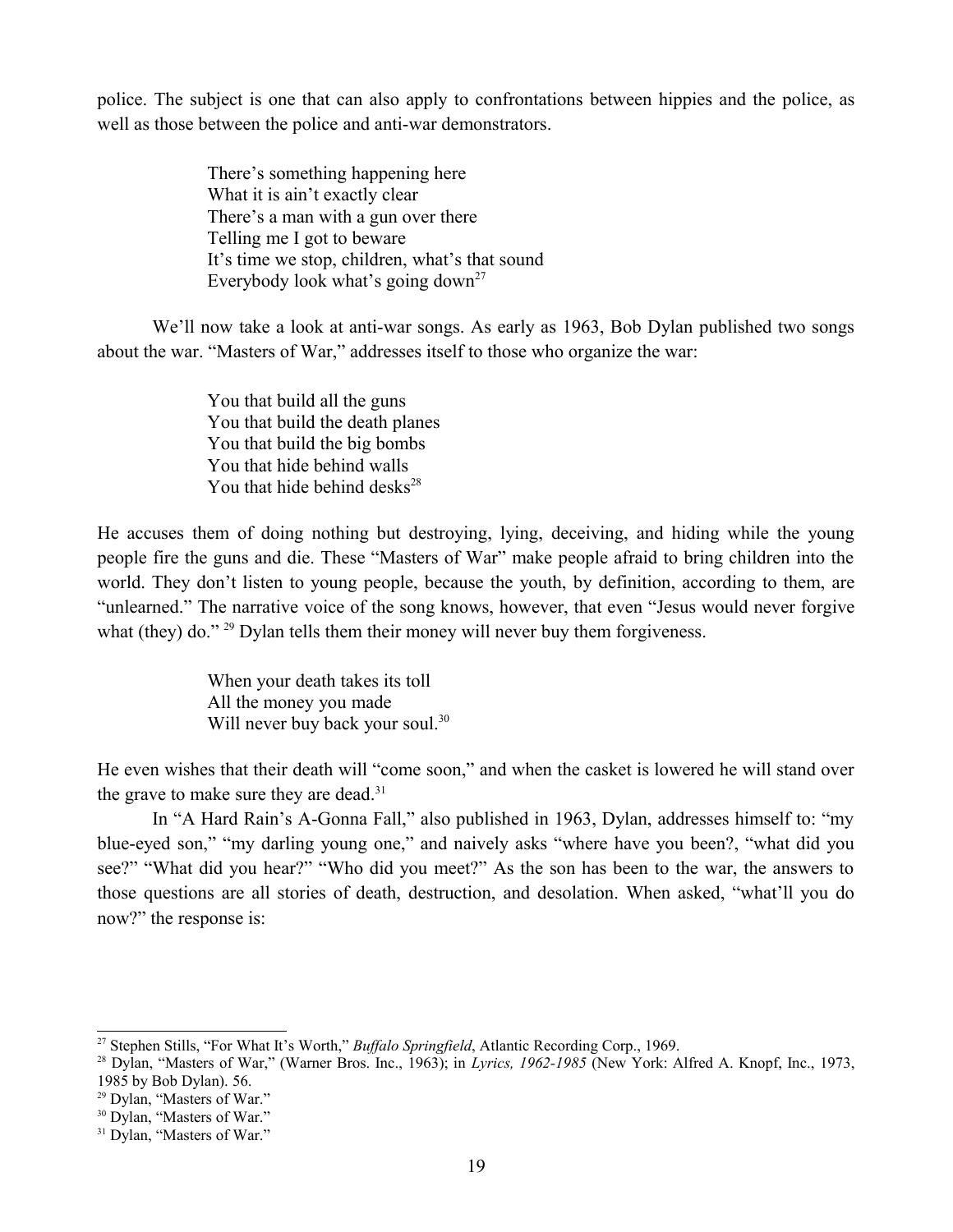police. The subject is one that can also apply to confrontations between hippies and the police, as well as those between the police and anti-war demonstrators.

> There's something happening here
> What it is ain't exactly clear
> There's a man with a gun over there
> Telling me I got to beware
> It's time we stop, children, what's that sound
> Everybody look what's going down[27]

We'll now take a look at anti-war songs. As early as 1963, Bob Dylan published two songs about the war. "Masters of War," addresses itself to those who organize the war:

> You that build all the guns
> You that build the death planes
> You that build the big bombs
> You that hide behind walls
> You that hide behind desks[28]

He accuses them of doing nothing but destroying, lying, deceiving, and hiding while the young people fire the guns and die. These "Masters of War" make people afraid to bring children into the world. They don't listen to young people, because the youth, by definition, according to them, are "unlearned." The narrative voice of the song knows, however, that even "Jesus would never forgive what (they) do." [29] Dylan tells them their money will never buy them forgiveness.

> When your death takes its toll
> All the money you made
> Will never buy back your soul.[30]

He even wishes that their death will "come soon," and when the casket is lowered he will stand over the grave to make sure they are dead.[31]

In "A Hard Rain's A-Gonna Fall," also published in 1963, Dylan, addresses himself to: "my blue-eyed son," "my darling young one," and naively asks "where have you been?, "what did you see?" "What did you hear?" "Who did you meet?" As the son has been to the war, the answers to those questions are all stories of death, destruction, and desolation. When asked, "what'll you do now?" the response is:

---

[27] Stephen Stills, "For What It's Worth," *Buffalo Springfield*, Atlantic Recording Corp., 1969.

[28] Dylan, "Masters of War," (Warner Bros. Inc., 1963); in *Lyrics, 1962-1985* (New York: Alfred A. Knopf, Inc., 1973, 1985 by Bob Dylan). 56.

[29] Dylan, "Masters of War."

[30] Dylan, "Masters of War."

[31] Dylan, "Masters of War."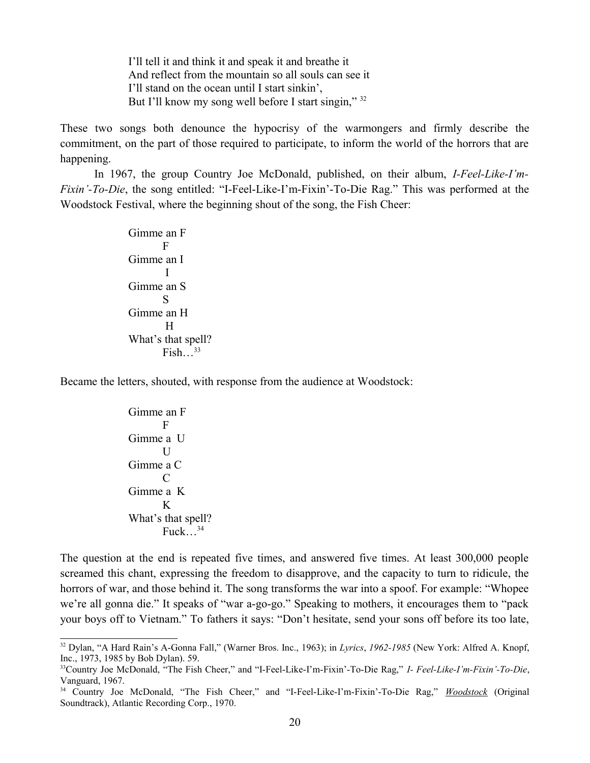I'll tell it and think it and speak it and breathe it
And reflect from the mountain so all souls can see it
I'll stand on the ocean until I start sinkin',
But I'll know my song well before I start singin," [32]

These two songs both denounce the hypocrisy of the warmongers and firmly describe the commitment, on the part of those required to participate, to inform the world of the horrors that are happening.

In 1967, the group Country Joe McDonald, published, on their album, *I-Feel-Like-I'm-Fixin'-To-Die*, the song entitled: "I-Feel-Like-I'm-Fixin'-To-Die Rag." This was performed at the Woodstock Festival, where the beginning shout of the song, the Fish Cheer:

Gimme an F
F
Gimme an I
I
Gimme an S
S
Gimme an H
H
What's that spell?
Fish…[33]

Became the letters, shouted, with response from the audience at Woodstock:

Gimme an F
F
Gimme a U
U
Gimme a C
C
Gimme a K
K
What's that spell?
Fuck…[34]

The question at the end is repeated five times, and answered five times. At least 300,000 people screamed this chant, expressing the freedom to disapprove, and the capacity to turn to ridicule, the horrors of war, and those behind it. The song transforms the war into a spoof. For example: "Whopee we're all gonna die." It speaks of "war a-go-go." Speaking to mothers, it encourages them to "pack your boys off to Vietnam." To fathers it says: "Don't hesitate, send your sons off before its too late,

---

[32] Dylan, "A Hard Rain's A-Gonna Fall," (Warner Bros. Inc., 1963); in *Lyrics*, *1962-1985* (New York: Alfred A. Knopf, Inc., 1973, 1985 by Bob Dylan). 59.

[33] Country Joe McDonald, "The Fish Cheer," and "I-Feel-Like-I'm-Fixin'-To-Die Rag," *I- Feel-Like-I'm-Fixin'-To-Die*, Vanguard, 1967.

[34] Country Joe McDonald, "The Fish Cheer," and "I-Feel-Like-I'm-Fixin'-To-Die Rag," *Woodstock* (Original Soundtrack), Atlantic Recording Corp., 1970.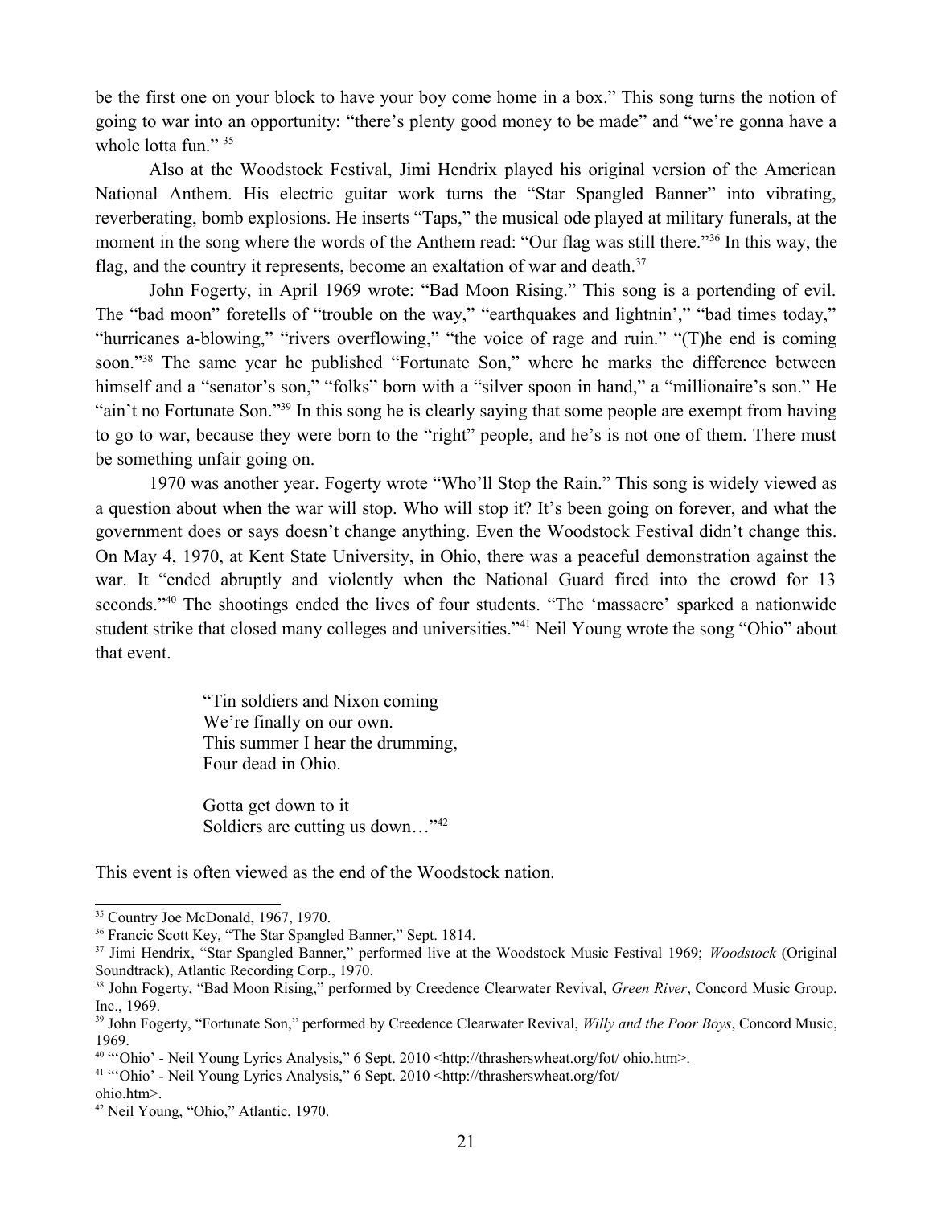be the first one on your block to have your boy come home in a box." This song turns the notion of going to war into an opportunity: "there's plenty good money to be made" and "we're gonna have a whole lotta fun." [35]

Also at the Woodstock Festival, Jimi Hendrix played his original version of the American National Anthem. His electric guitar work turns the "Star Spangled Banner" into vibrating, reverberating, bomb explosions. He inserts "Taps," the musical ode played at military funerals, at the moment in the song where the words of the Anthem read: "Our flag was still there."[36] In this way, the flag, and the country it represents, become an exaltation of war and death.[37]

John Fogerty, in April 1969 wrote: "Bad Moon Rising." This song is a portending of evil. The "bad moon" foretells of "trouble on the way," "earthquakes and lightnin'," "bad times today," "hurricanes a-blowing," "rivers overflowing," "the voice of rage and ruin." "(T)he end is coming soon."[38] The same year he published "Fortunate Son," where he marks the difference between himself and a "senator's son," "folks" born with a "silver spoon in hand," a "millionaire's son." He "ain't no Fortunate Son."[39] In this song he is clearly saying that some people are exempt from having to go to war, because they were born to the "right" people, and he's is not one of them. There must be something unfair going on.

1970 was another year. Fogerty wrote "Who'll Stop the Rain." This song is widely viewed as a question about when the war will stop. Who will stop it? It's been going on forever, and what the government does or says doesn't change anything. Even the Woodstock Festival didn't change this. On May 4, 1970, at Kent State University, in Ohio, there was a peaceful demonstration against the war. It "ended abruptly and violently when the National Guard fired into the crowd for 13 seconds."[40] The shootings ended the lives of four students. "The 'massacre' sparked a nationwide student strike that closed many colleges and universities."[41] Neil Young wrote the song "Ohio" about that event.

> "Tin soldiers and Nixon coming
> We're finally on our own.
> This summer I hear the drumming,
> Four dead in Ohio.
>
> Gotta get down to it
> Soldiers are cutting us down…"[42]

This event is often viewed as the end of the Woodstock nation.

---

[35] Country Joe McDonald, 1967, 1970.

[36] Francic Scott Key, "The Star Spangled Banner," Sept. 1814.

[37] Jimi Hendrix, "Star Spangled Banner," performed live at the Woodstock Music Festival 1969; *Woodstock* (Original Soundtrack), Atlantic Recording Corp., 1970.

[38] John Fogerty, "Bad Moon Rising," performed by Creedence Clearwater Revival, *Green River*, Concord Music Group, Inc., 1969.

[39] John Fogerty, "Fortunate Son," performed by Creedence Clearwater Revival, *Willy and the Poor Boys*, Concord Music, 1969.

[40] "'Ohio' - Neil Young Lyrics Analysis," 6 Sept. 2010 <http://thrasherswheat.org/fot/ ohio.htm>.

[41] "'Ohio' - Neil Young Lyrics Analysis," 6 Sept. 2010 <http://thrasherswheat.org/fot/ ohio.htm>.

[42] Neil Young, "Ohio," Atlantic, 1970.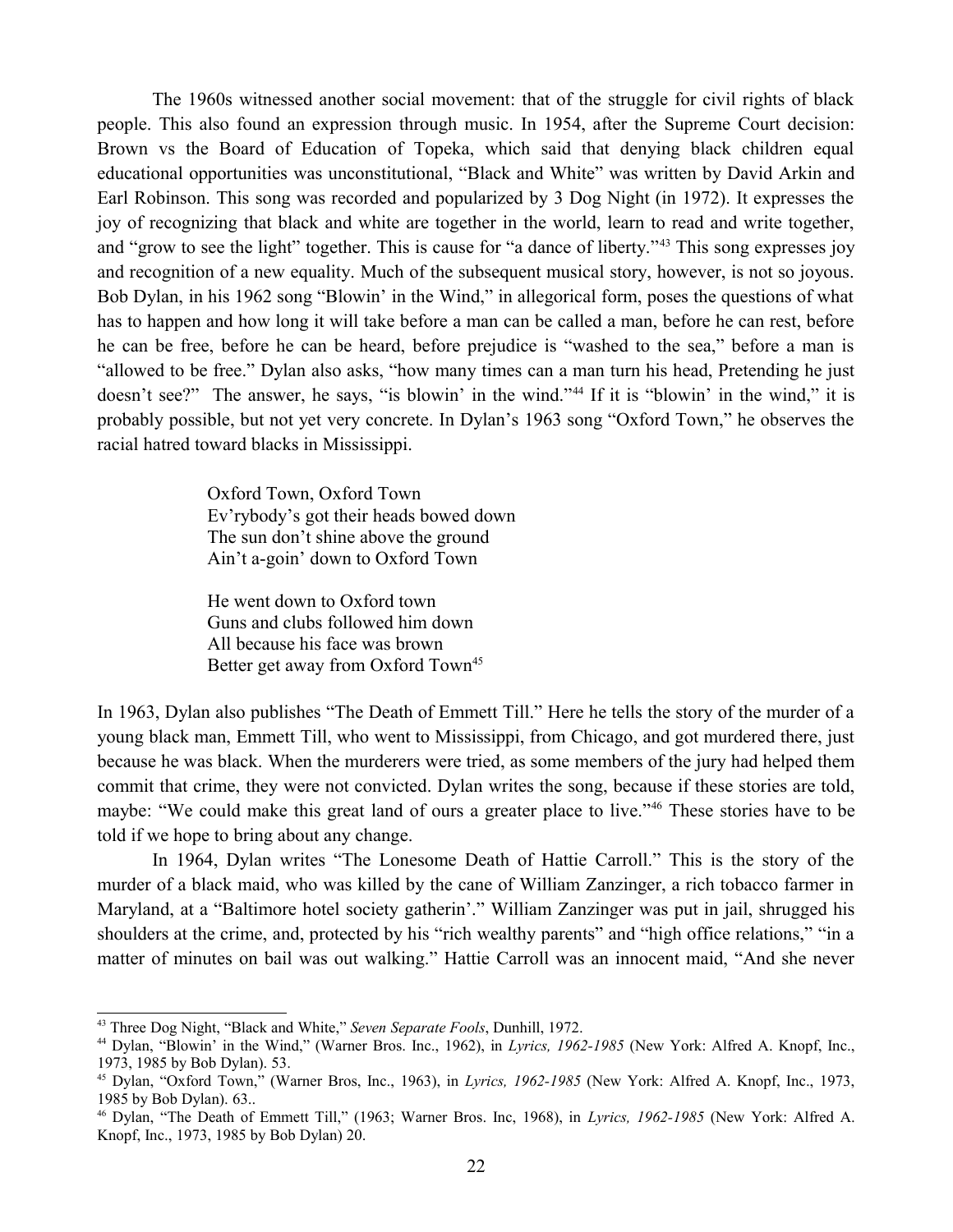The 1960s witnessed another social movement: that of the struggle for civil rights of black people. This also found an expression through music. In 1954, after the Supreme Court decision: Brown vs the Board of Education of Topeka, which said that denying black children equal educational opportunities was unconstitutional, "Black and White" was written by David Arkin and Earl Robinson. This song was recorded and popularized by 3 Dog Night (in 1972). It expresses the joy of recognizing that black and white are together in the world, learn to read and write together, and "grow to see the light" together. This is cause for "a dance of liberty."[43] This song expresses joy and recognition of a new equality. Much of the subsequent musical story, however, is not so joyous. Bob Dylan, in his 1962 song "Blowin' in the Wind," in allegorical form, poses the questions of what has to happen and how long it will take before a man can be called a man, before he can rest, before he can be free, before he can be heard, before prejudice is "washed to the sea," before a man is "allowed to be free." Dylan also asks, "how many times can a man turn his head, Pretending he just doesn't see?" The answer, he says, "is blowin' in the wind."[44] If it is "blowin' in the wind," it is probably possible, but not yet very concrete. In Dylan's 1963 song "Oxford Town," he observes the racial hatred toward blacks in Mississippi.

> Oxford Town, Oxford Town
> Ev'rybody's got their heads bowed down
> The sun don't shine above the ground
> Ain't a-goin' down to Oxford Town
>
> He went down to Oxford town
> Guns and clubs followed him down
> All because his face was brown
> Better get away from Oxford Town[45]

In 1963, Dylan also publishes "The Death of Emmett Till." Here he tells the story of the murder of a young black man, Emmett Till, who went to Mississippi, from Chicago, and got murdered there, just because he was black. When the murderers were tried, as some members of the jury had helped them commit that crime, they were not convicted. Dylan writes the song, because if these stories are told, maybe: "We could make this great land of ours a greater place to live."[46] These stories have to be told if we hope to bring about any change.

In 1964, Dylan writes "The Lonesome Death of Hattie Carroll." This is the story of the murder of a black maid, who was killed by the cane of William Zanzinger, a rich tobacco farmer in Maryland, at a "Baltimore hotel society gatherin'." William Zanzinger was put in jail, shrugged his shoulders at the crime, and, protected by his "rich wealthy parents" and "high office relations," "in a matter of minutes on bail was out walking." Hattie Carroll was an innocent maid, "And she never

---

[43] Three Dog Night, "Black and White," *Seven Separate Fools*, Dunhill, 1972.

[44] Dylan, "Blowin' in the Wind," (Warner Bros. Inc., 1962), in *Lyrics, 1962-1985* (New York: Alfred A. Knopf, Inc., 1973, 1985 by Bob Dylan). 53.

[45] Dylan, "Oxford Town," (Warner Bros, Inc., 1963), in *Lyrics, 1962-1985* (New York: Alfred A. Knopf, Inc., 1973, 1985 by Bob Dylan). 63..

[46] Dylan, "The Death of Emmett Till," (1963; Warner Bros. Inc, 1968), in *Lyrics, 1962-1985* (New York: Alfred A. Knopf, Inc., 1973, 1985 by Bob Dylan) 20.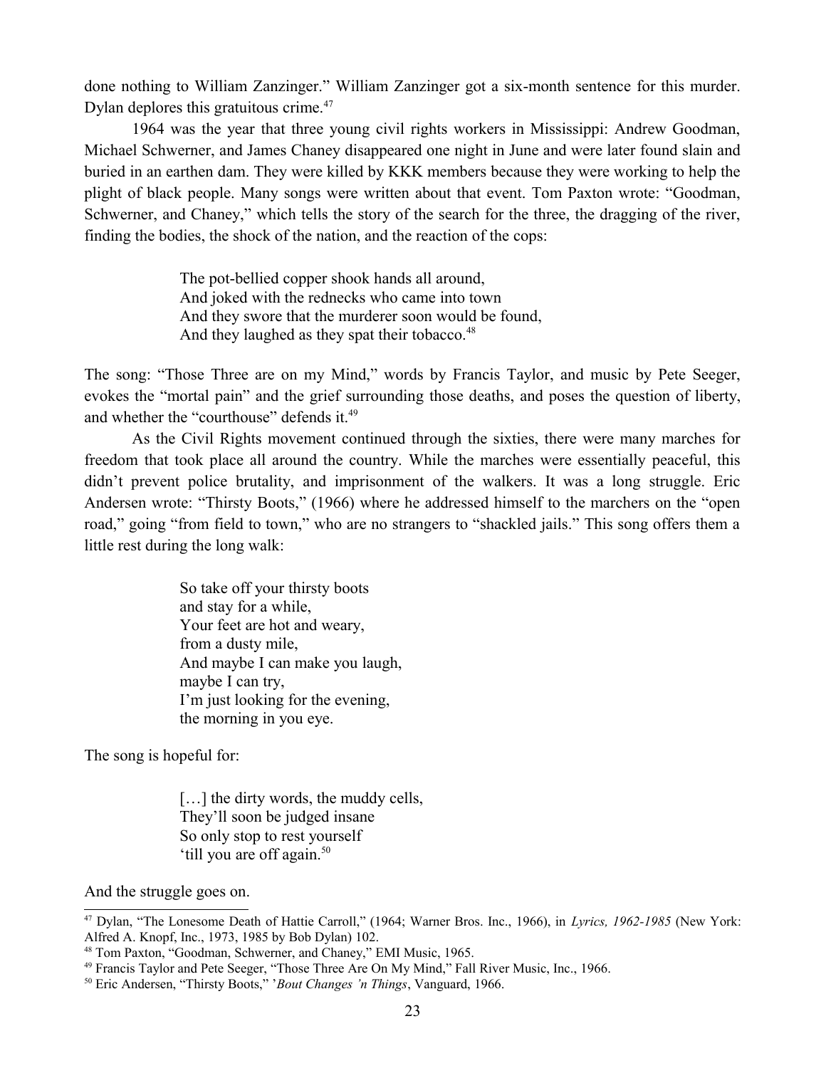done nothing to William Zanzinger." William Zanzinger got a six-month sentence for this murder. Dylan deplores this gratuitous crime.[47]

1964 was the year that three young civil rights workers in Mississippi: Andrew Goodman, Michael Schwerner, and James Chaney disappeared one night in June and were later found slain and buried in an earthen dam. They were killed by KKK members because they were working to help the plight of black people. Many songs were written about that event. Tom Paxton wrote: "Goodman, Schwerner, and Chaney," which tells the story of the search for the three, the dragging of the river, finding the bodies, the shock of the nation, and the reaction of the cops:

> The pot-bellied copper shook hands all around,
> And joked with the rednecks who came into town
> And they swore that the murderer soon would be found,
> And they laughed as they spat their tobacco.[48]

The song: "Those Three are on my Mind," words by Francis Taylor, and music by Pete Seeger, evokes the "mortal pain" and the grief surrounding those deaths, and poses the question of liberty, and whether the "courthouse" defends it.[49]

As the Civil Rights movement continued through the sixties, there were many marches for freedom that took place all around the country. While the marches were essentially peaceful, this didn't prevent police brutality, and imprisonment of the walkers. It was a long struggle. Eric Andersen wrote: "Thirsty Boots," (1966) where he addressed himself to the marchers on the "open road," going "from field to town," who are no strangers to "shackled jails." This song offers them a little rest during the long walk:

> So take off your thirsty boots
> and stay for a while,
> Your feet are hot and weary,
> from a dusty mile,
> And maybe I can make you laugh,
> maybe I can try,
> I'm just looking for the evening,
> the morning in you eye.

The song is hopeful for:

> […] the dirty words, the muddy cells,
> They'll soon be judged insane
> So only stop to rest yourself
> 'till you are off again.[50]

And the struggle goes on.

---

[47] Dylan, "The Lonesome Death of Hattie Carroll," (1964; Warner Bros. Inc., 1966), in *Lyrics, 1962-1985* (New York: Alfred A. Knopf, Inc., 1973, 1985 by Bob Dylan) 102.

[48] Tom Paxton, "Goodman, Schwerner, and Chaney," EMI Music, 1965.

[49] Francis Taylor and Pete Seeger, "Those Three Are On My Mind," Fall River Music, Inc., 1966.

[50] Eric Andersen, "Thirsty Boots," *'Bout Changes 'n Things*, Vanguard, 1966.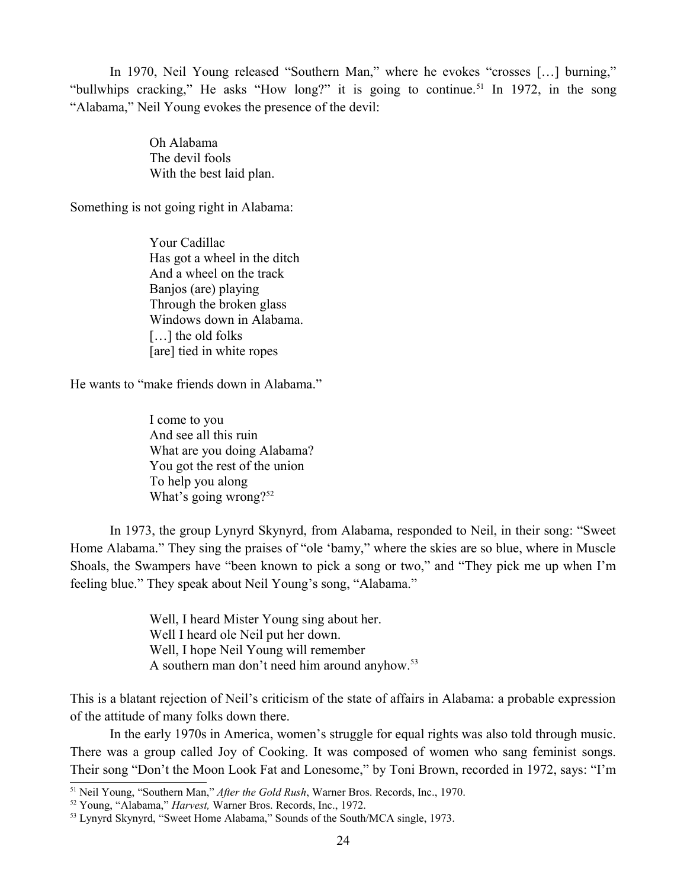In 1970, Neil Young released "Southern Man," where he evokes "crosses […] burning," "bullwhips cracking," He asks "How long?" it is going to continue.[51] In 1972, in the song "Alabama," Neil Young evokes the presence of the devil:

> Oh Alabama
> The devil fools
> With the best laid plan.

Something is not going right in Alabama:

> Your Cadillac
> Has got a wheel in the ditch
> And a wheel on the track
> Banjos (are) playing
> Through the broken glass
> Windows down in Alabama.
> […] the old folks
> [are] tied in white ropes

He wants to "make friends down in Alabama."

> I come to you
> And see all this ruin
> What are you doing Alabama?
> You got the rest of the union
> To help you along
> What's going wrong?[52]

In 1973, the group Lynyrd Skynyrd, from Alabama, responded to Neil, in their song: "Sweet Home Alabama." They sing the praises of "ole 'bamy," where the skies are so blue, where in Muscle Shoals, the Swampers have "been known to pick a song or two," and "They pick me up when I'm feeling blue." They speak about Neil Young's song, "Alabama."

> Well, I heard Mister Young sing about her.
> Well I heard ole Neil put her down.
> Well, I hope Neil Young will remember
> A southern man don't need him around anyhow.[53]

This is a blatant rejection of Neil's criticism of the state of affairs in Alabama: a probable expression of the attitude of many folks down there.

In the early 1970s in America, women's struggle for equal rights was also told through music. There was a group called Joy of Cooking. It was composed of women who sang feminist songs. Their song "Don't the Moon Look Fat and Lonesome," by Toni Brown, recorded in 1972, says: "I'm

---

[51] Neil Young, "Southern Man," *After the Gold Rush*, Warner Bros. Records, Inc., 1970.

[52] Young, "Alabama," *Harvest,* Warner Bros. Records, Inc., 1972.

[53] Lynyrd Skynyrd, "Sweet Home Alabama," Sounds of the South/MCA single, 1973.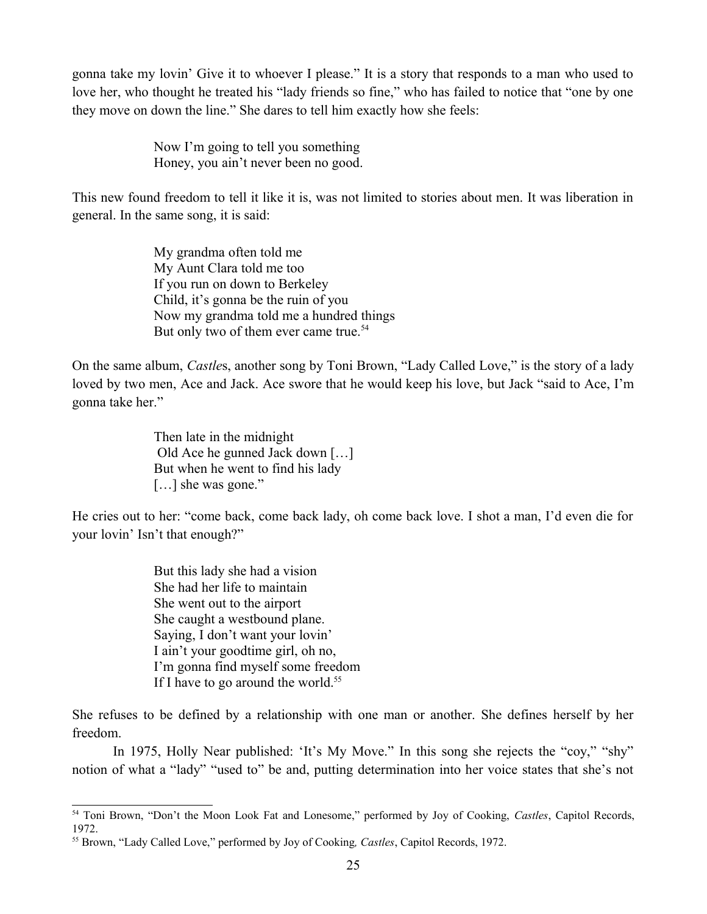gonna take my lovin' Give it to whoever I please." It is a story that responds to a man who used to love her, who thought he treated his "lady friends so fine," who has failed to notice that "one by one they move on down the line." She dares to tell him exactly how she feels:

> Now I'm going to tell you something
> Honey, you ain't never been no good.

This new found freedom to tell it like it is, was not limited to stories about men. It was liberation in general. In the same song, it is said:

> My grandma often told me
> My Aunt Clara told me too
> If you run on down to Berkeley
> Child, it's gonna be the ruin of you
> Now my grandma told me a hundred things
> But only two of them ever came true.[54]

On the same album, *Castle*s, another song by Toni Brown, "Lady Called Love," is the story of a lady loved by two men, Ace and Jack. Ace swore that he would keep his love, but Jack "said to Ace, I'm gonna take her."

> Then late in the midnight
> Old Ace he gunned Jack down […]
> But when he went to find his lady
> […] she was gone."

He cries out to her: "come back, come back lady, oh come back love. I shot a man, I'd even die for your lovin' Isn't that enough?"

> But this lady she had a vision
> She had her life to maintain
> She went out to the airport
> She caught a westbound plane.
> Saying, I don't want your lovin'
> I ain't your goodtime girl, oh no,
> I'm gonna find myself some freedom
> If I have to go around the world.[55]

She refuses to be defined by a relationship with one man or another. She defines herself by her freedom.

In 1975, Holly Near published: 'It's My Move." In this song she rejects the "coy," "shy" notion of what a "lady" "used to" be and, putting determination into her voice states that she's not

---

[54] Toni Brown, "Don't the Moon Look Fat and Lonesome," performed by Joy of Cooking, *Castles*, Capitol Records, 1972.

[55] Brown, "Lady Called Love," performed by Joy of Cooking*, Castles*, Capitol Records, 1972.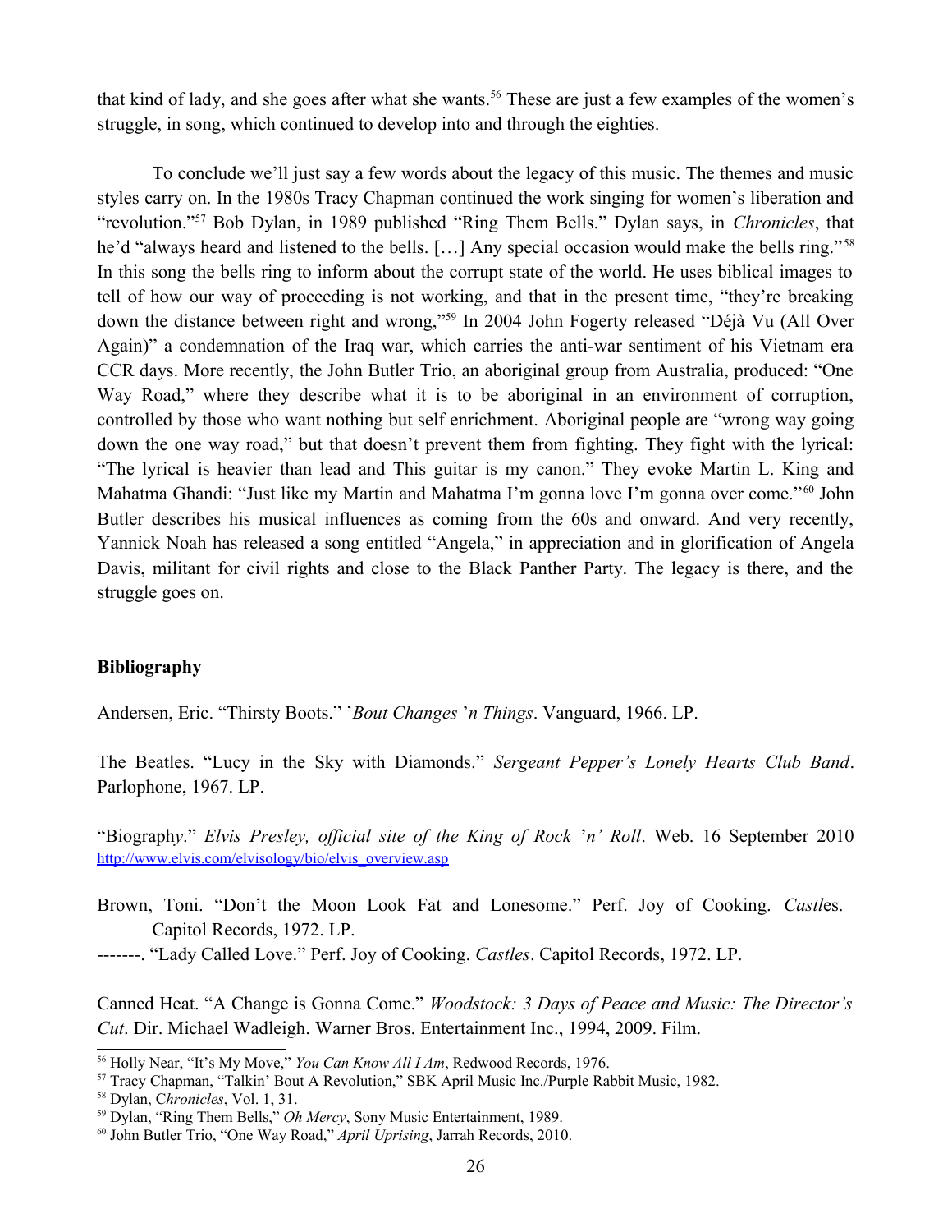that kind of lady, and she goes after what she wants.[56] These are just a few examples of the women's struggle, in song, which continued to develop into and through the eighties.

To conclude we'll just say a few words about the legacy of this music. The themes and music styles carry on. In the 1980s Tracy Chapman continued the work singing for women's liberation and "revolution."[57] Bob Dylan, in 1989 published "Ring Them Bells." Dylan says, in *Chronicles*, that he'd "always heard and listened to the bells. […] Any special occasion would make the bells ring."[58] In this song the bells ring to inform about the corrupt state of the world. He uses biblical images to tell of how our way of proceeding is not working, and that in the present time, "they're breaking down the distance between right and wrong,"[59] In 2004 John Fogerty released "Déjà Vu (All Over Again)" a condemnation of the Iraq war, which carries the anti-war sentiment of his Vietnam era CCR days. More recently, the John Butler Trio, an aboriginal group from Australia, produced: "One Way Road," where they describe what it is to be aboriginal in an environment of corruption, controlled by those who want nothing but self enrichment. Aboriginal people are "wrong way going down the one way road," but that doesn't prevent them from fighting. They fight with the lyrical: "The lyrical is heavier than lead and This guitar is my canon." They evoke Martin L. King and Mahatma Ghandi: "Just like my Martin and Mahatma I'm gonna love I'm gonna over come."[60] John Butler describes his musical influences as coming from the 60s and onward. And very recently, Yannick Noah has released a song entitled "Angela," in appreciation and in glorification of Angela Davis, militant for civil rights and close to the Black Panther Party. The legacy is there, and the struggle goes on.

**Bibliography**

Andersen, Eric. "Thirsty Boots." *'Bout Changes 'n Things*. Vanguard, 1966. LP.

The Beatles. "Lucy in the Sky with Diamonds." *Sergeant Pepper's Lonely Hearts Club Band*. Parlophone, 1967. LP.

"Biography." *Elvis Presley, official site of the King of Rock 'n' Roll*. Web. 16 September 2010 http://www.elvis.com/elvisology/bio/elvis_overview.asp

Brown, Toni. "Don't the Moon Look Fat and Lonesome." Perf. Joy of Cooking. *Castles*. Capitol Records, 1972. LP.

-------. "Lady Called Love." Perf. Joy of Cooking. *Castles*. Capitol Records, 1972. LP.

Canned Heat. "A Change is Gonna Come." *Woodstock: 3 Days of Peace and Music: The Director's Cut*. Dir. Michael Wadleigh. Warner Bros. Entertainment Inc., 1994, 2009. Film.

---

[56] Holly Near, "It's My Move," *You Can Know All I Am*, Redwood Records, 1976.

[57] Tracy Chapman, "Talkin' Bout A Revolution," SBK April Music Inc./Purple Rabbit Music, 1982.

[58] Dylan, *Chronicles*, Vol. 1, 31.

[59] Dylan, "Ring Them Bells," *Oh Mercy*, Sony Music Entertainment, 1989.

[60] John Butler Trio, "One Way Road," *April Uprising*, Jarrah Records, 2010.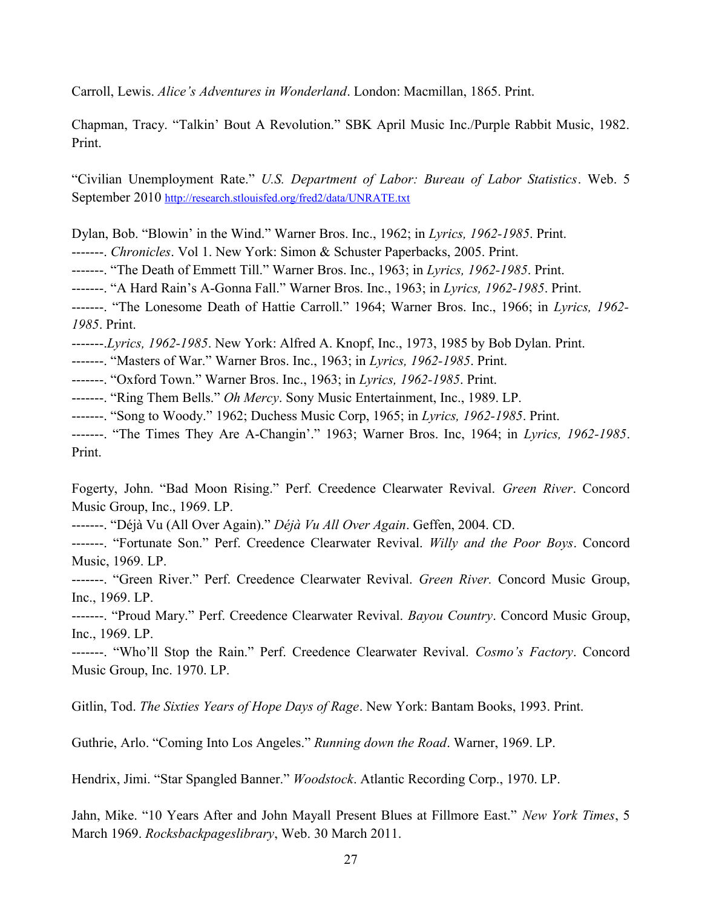Carroll, Lewis. *Alice's Adventures in Wonderland*. London: Macmillan, 1865. Print.

Chapman, Tracy. "Talkin' Bout A Revolution." SBK April Music Inc./Purple Rabbit Music, 1982. Print.

"Civilian Unemployment Rate." *U.S. Department of Labor: Bureau of Labor Statistics*. Web. 5 September 2010 http://research.stlouisfed.org/fred2/data/UNRATE.txt

Dylan, Bob. "Blowin' in the Wind." Warner Bros. Inc., 1962; in *Lyrics, 1962-1985*. Print.

-------. *Chronicles*. Vol 1. New York: Simon & Schuster Paperbacks, 2005. Print.

-------. "The Death of Emmett Till." Warner Bros. Inc., 1963; in *Lyrics, 1962-1985*. Print.

-------. "A Hard Rain's A-Gonna Fall." Warner Bros. Inc., 1963; in *Lyrics, 1962-1985*. Print.

-------. "The Lonesome Death of Hattie Carroll." 1964; Warner Bros. Inc., 1966; in *Lyrics, 1962-1985*. Print.

-------.*Lyrics, 1962-1985*. New York: Alfred A. Knopf, Inc., 1973, 1985 by Bob Dylan. Print.

-------. "Masters of War." Warner Bros. Inc., 1963; in *Lyrics, 1962-1985*. Print.

-------. "Oxford Town." Warner Bros. Inc., 1963; in *Lyrics, 1962-1985*. Print.

-------. "Ring Them Bells." *Oh Mercy*. Sony Music Entertainment, Inc., 1989. LP.

-------. "Song to Woody." 1962; Duchess Music Corp, 1965; in *Lyrics, 1962-1985*. Print.

-------. "The Times They Are A-Changin'." 1963; Warner Bros. Inc, 1964; in *Lyrics, 1962-1985*. Print.

Fogerty, John. "Bad Moon Rising." Perf. Creedence Clearwater Revival. *Green River*. Concord Music Group, Inc., 1969. LP.

-------. "Déjà Vu (All Over Again)." *Déjà Vu All Over Again*. Geffen, 2004. CD.

-------. "Fortunate Son." Perf. Creedence Clearwater Revival. *Willy and the Poor Boys*. Concord Music, 1969. LP.

-------. "Green River." Perf. Creedence Clearwater Revival. *Green River.* Concord Music Group, Inc., 1969. LP.

-------. "Proud Mary." Perf. Creedence Clearwater Revival. *Bayou Country*. Concord Music Group, Inc., 1969. LP.

-------. "Who'll Stop the Rain." Perf. Creedence Clearwater Revival. *Cosmo's Factory*. Concord Music Group, Inc. 1970. LP.

Gitlin, Tod. *The Sixties Years of Hope Days of Rage*. New York: Bantam Books, 1993. Print.

Guthrie, Arlo. "Coming Into Los Angeles." *Running down the Road*. Warner, 1969. LP.

Hendrix, Jimi. "Star Spangled Banner." *Woodstock*. Atlantic Recording Corp., 1970. LP.

Jahn, Mike. "10 Years After and John Mayall Present Blues at Fillmore East." *New York Times*, 5 March 1969. *Rocksbackpageslibrary*, Web. 30 March 2011.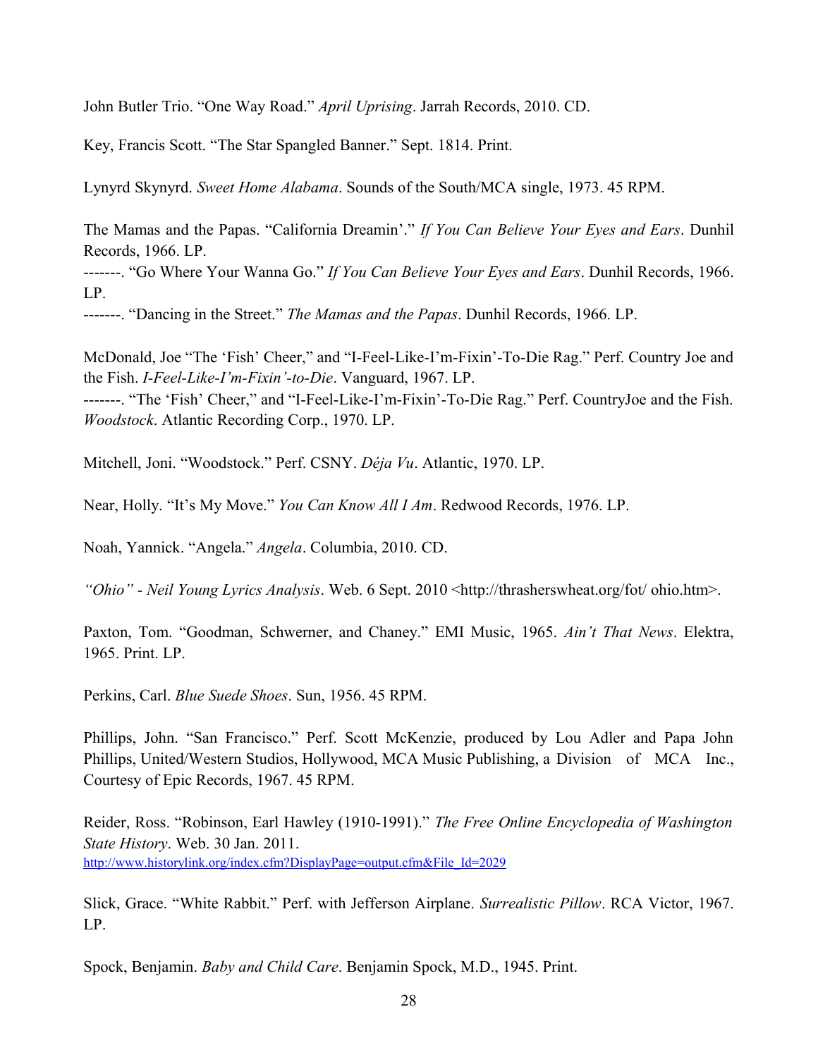John Butler Trio. “One Way Road.” *April Uprising*. Jarrah Records, 2010. CD.

Key, Francis Scott. “The Star Spangled Banner.” Sept. 1814. Print.

Lynyrd Skynyrd. *Sweet Home Alabama*. Sounds of the South/MCA single, 1973. 45 RPM.

The Mamas and the Papas. “California Dreamin’.” *If You Can Believe Your Eyes and Ears*. Dunhil Records, 1966. LP.
-------. “Go Where Your Wanna Go.” *If You Can Believe Your Eyes and Ears*. Dunhil Records, 1966. LP.
-------. “Dancing in the Street.” *The Mamas and the Papas*. Dunhil Records, 1966. LP.

McDonald, Joe “The ‘Fish’ Cheer,” and “I-Feel-Like-I’m-Fixin’-To-Die Rag.” Perf. Country Joe and the Fish. *I-Feel-Like-I’m-Fixin’-to-Die*. Vanguard, 1967. LP.
-------. “The ‘Fish’ Cheer,” and “I-Feel-Like-I’m-Fixin’-To-Die Rag.” Perf. CountryJoe and the Fish. *Woodstock*. Atlantic Recording Corp., 1970. LP.

Mitchell, Joni. “Woodstock.” Perf. CSNY. *Déja Vu*. Atlantic, 1970. LP.

Near, Holly. “It’s My Move.” *You Can Know All I Am*. Redwood Records, 1976. LP.

Noah, Yannick. “Angela.” *Angela*. Columbia, 2010. CD.

*“Ohio” - Neil Young Lyrics Analysis*. Web. 6 Sept. 2010 <http://thrasherswheat.org/fot/ ohio.htm>.

Paxton, Tom. “Goodman, Schwerner, and Chaney.” EMI Music, 1965. *Ain’t That News*. Elektra, 1965. Print. LP.

Perkins, Carl. *Blue Suede Shoes*. Sun, 1956. 45 RPM.

Phillips, John. “San Francisco.” Perf. Scott McKenzie, produced by Lou Adler and Papa John Phillips, United/Western Studios, Hollywood, MCA Music Publishing, a Division of MCA Inc., Courtesy of Epic Records, 1967. 45 RPM.

Reider, Ross. “Robinson, Earl Hawley (1910-1991).” *The Free Online Encyclopedia of Washington State History*. Web. 30 Jan. 2011.
http://www.historylink.org/index.cfm?DisplayPage=output.cfm&File_Id=2029

Slick, Grace. “White Rabbit.” Perf. with Jefferson Airplane. *Surrealistic Pillow*. RCA Victor, 1967. LP.

Spock, Benjamin. *Baby and Child Care*. Benjamin Spock, M.D., 1945. Print.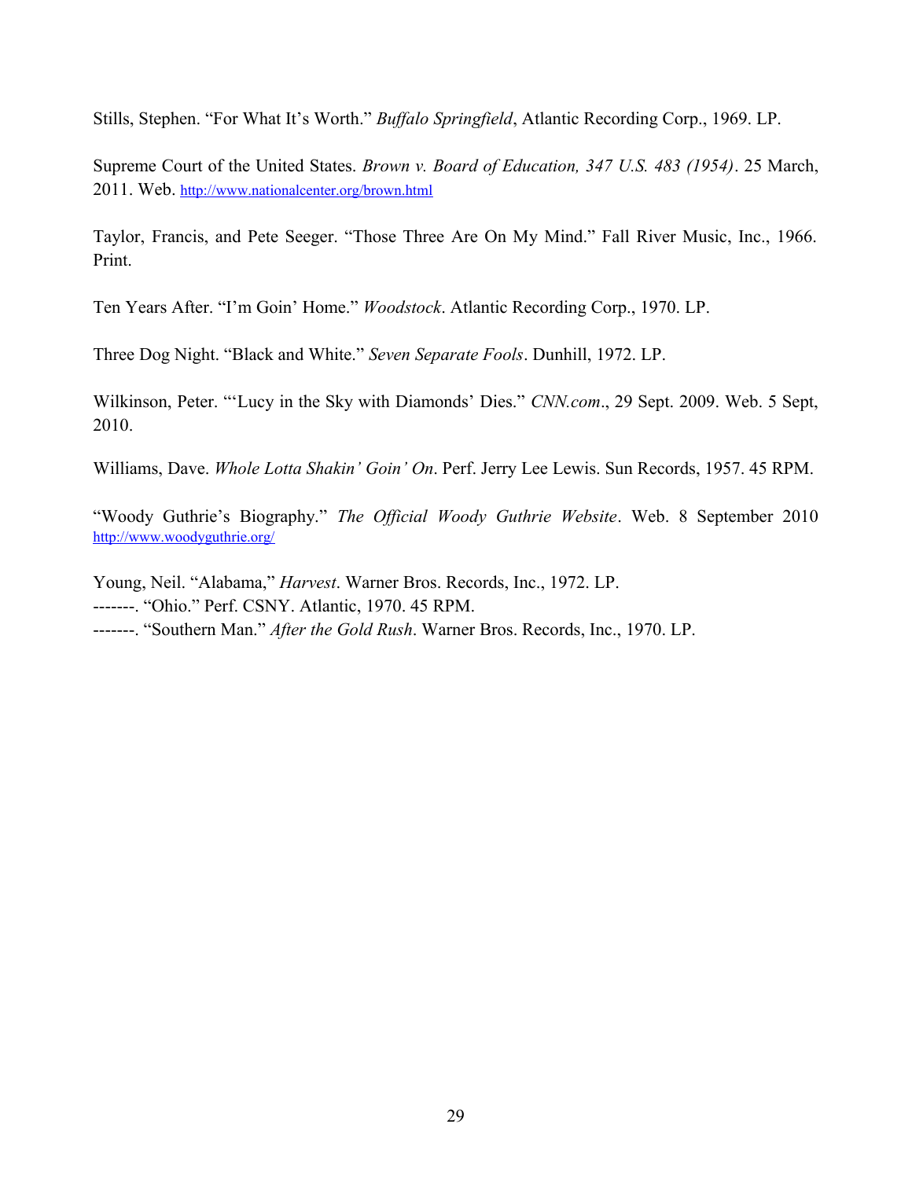Stills, Stephen. “For What It’s Worth.” *Buffalo Springfield*, Atlantic Recording Corp., 1969. LP.

Supreme Court of the United States. *Brown v. Board of Education, 347 U.S. 483 (1954)*. 25 March, 2011. Web. http://www.nationalcenter.org/brown.html

Taylor, Francis, and Pete Seeger. “Those Three Are On My Mind.” Fall River Music, Inc., 1966. Print.

Ten Years After. “I’m Goin’ Home.” *Woodstock*. Atlantic Recording Corp., 1970. LP.

Three Dog Night. “Black and White.” *Seven Separate Fools*. Dunhill, 1972. LP.

Wilkinson, Peter. “‘Lucy in the Sky with Diamonds’ Dies.” *CNN.com*., 29 Sept. 2009. Web. 5 Sept, 2010.

Williams, Dave. *Whole Lotta Shakin’ Goin’ On*. Perf. Jerry Lee Lewis. Sun Records, 1957. 45 RPM.

“Woody Guthrie’s Biography.” *The Official Woody Guthrie Website*. Web. 8 September 2010 http://www.woodyguthrie.org/

Young, Neil. “Alabama,” *Harvest*. Warner Bros. Records, Inc., 1972. LP.
-------. “Ohio.” Perf. CSNY. Atlantic, 1970. 45 RPM.
-------. “Southern Man.” *After the Gold Rush*. Warner Bros. Records, Inc., 1970. LP.